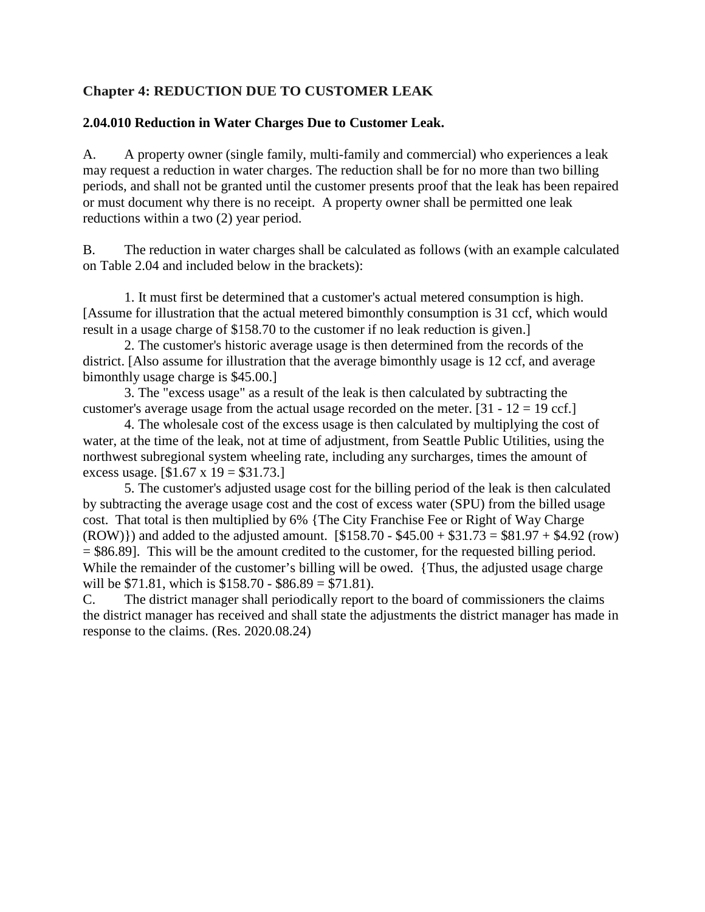## Chapter 4: REDUCTION DUE TO CUSTOMER LEAK

### 2.04.010 Reduction in Water Charges Due to Customer Leak.

A. A property owner (single family, multi-family and commercial) who experiences a leak may request a reduction in water charges. The reduction shall be for no more than two billing periods, and shall not be granted until the customer presents proof that the leak has been repaired or must document why there is no receipt. A property owner shall be permitted one leak reductions within a two (2) year period.

B. The reduction in water charges shall be calculated as follows (with an example calculated on Table 2.04 and included below in the brackets):

1. It must first be determined that a customer's actual metered consumption is high. [Assume for illustration that the actual metered bimonthly consumption is 31 ccf, which would result in a usage charge of $158.70 to the customer if no leak reduction is given.]

2. The customer's historic average usage is then determined from the records of the district. [Also assume for illustration that the average bimonthly usage is 12 ccf, and average bimonthly usage charge is $45.00.]

3. The "excess usage" as a result of the leak is then calculated by subtracting the customer's average usage from the actual usage recorded on the meter. [31 - 12 = 19 ccf.]

4. The wholesale cost of the excess usage is then calculated by multiplying the cost of water, at the time of the leak, not at time of adjustment, from Seattle Public Utilities, using the northwest subregional system wheeling rate, including any surcharges, times the amount of excess usage. [$1.67 x 19 = $31.73.]

5. The customer's adjusted usage cost for the billing period of the leak is then calculated by subtracting the average usage cost and the cost of excess water (SPU) from the billed usage cost. That total is then multiplied by 6% {The City Franchise Fee or Right of Way Charge (ROW)}) and added to the adjusted amount. [$158.70 - $45.00 + $31.73 = $81.97 + $4.92 (row) = $86.89]. This will be the amount credited to the customer, for the requested billing period. While the remainder of the customer's billing will be owed. {Thus, the adjusted usage charge will be $71.81, which is $158.70 - $86.89 = $71.81).

C. The district manager shall periodically report to the board of commissioners the claims the district manager has received and shall state the adjustments the district manager has made in response to the claims. (Res. 2020.08.24)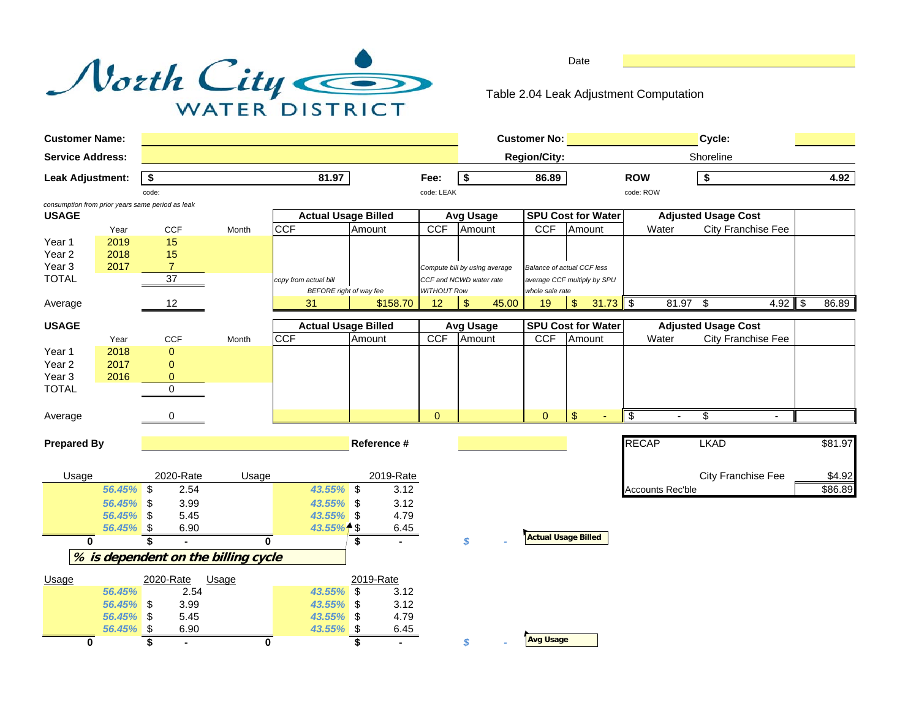North City WATER DISTRICT

Date

Table 2.04 Leak Adjustment Computation

**Customer Name:**

**Customer No:**

**Cycle:**

**Service Address:**

**Region/City:** Shoreline

**Leak Adjustment:** **$ 81.97** code:

**Fee:** **$ 86.89** code: LEAK

**ROW** **$ 4.92** code: ROW

*consumption from prior years same period as leak*

| **USAGE** | | | | **Actual Usage Billed** | | **Avg Usage** | | **SPU Cost for Water** | | **Adjusted Usage Cost** | | |
|---|---|---|---|---|---|---|---|---|---|---|---|---|
| | Year | CCF | Month | CCF | Amount | CCF | Amount | CCF | Amount | Water | City Franchise Fee | |
| Year 1 | 2019 | 15 | | | | | | | | | | |
| Year 2 | 2018 | 15 | | | | | | | | | | |
| Year 3 | 2017 | 7 | | | | *Compute bill by using average CCF and NCWD water rate WITHOUT Row* | | *Balance of actual CCF less average CCF multiply by SPU whole sale rate* | | | | |
| TOTAL | | 37 | | *copy from actual bill* | *BEFORE right of way fee* | | | | | | | |
| Average | | 12 | | 31 | $158.70 | 12 | $ 45.00 | 19 | $ 31.73 | $ 81.97 | $ 4.92 | $ 86.89 |

| **USAGE** | | | | **Actual Usage Billed** | | **Avg Usage** | | **SPU Cost for Water** | | **Adjusted Usage Cost** | | |
|---|---|---|---|---|---|---|---|---|---|---|---|---|
| | Year | CCF | Month | CCF | Amount | CCF | Amount | CCF | Amount | Water | City Franchise Fee | |
| Year 1 | 2018 | 0 | | | | | | | | | | |
| Year 2 | 2017 | 0 | | | | | | | | | | |
| Year 3 | 2016 | 0 | | | | | | | | | | |
| TOTAL | | 0 | | | | | | | | | | |
| Average | | 0 | | | | 0 | | 0 | $ - | $ - | $ - | |

**Prepared By**

**Reference #**

| | | |
|---|---|---|
| RECAP | LKAD | $81.97 |
| | City Franchise Fee | $4.92 |
| Accounts Rec'ble | | $86.89 |

| Usage | | 2020-Rate | Usage | | 2019-Rate |
|---|---|---|---|---|---|
| | *56.45%* | $ 2.54 | | *43.55%* | $ 3.12 |
| | *56.45%* | $ 3.99 | | *43.55%* | $ 3.12 |
| | *56.45%* | $ 5.45 | | *43.55%* | $ 4.79 |
| | *56.45%* | $ 6.90 | | *43.55%* | $ 6.45 |
| 0 | | $ - | 0 | | $ - |

$ -

**Actual Usage Billed**

***% is dependent on the billing cycle***

| Usage | | 2020-Rate | Usage | | 2019-Rate |
|---|---|---|---|---|---|
| | *56.45%* | 2.54 | | *43.55%* | $ 3.12 |
| | *56.45%* | $ 3.99 | | *43.55%* | $ 3.12 |
| | *56.45%* | $ 5.45 | | *43.55%* | $ 4.79 |
| | *56.45%* | $ 6.90 | | *43.55%* | $ 6.45 |
| 0 | | $ - | 0 | | $ - |

$ -

**Avg Usage**